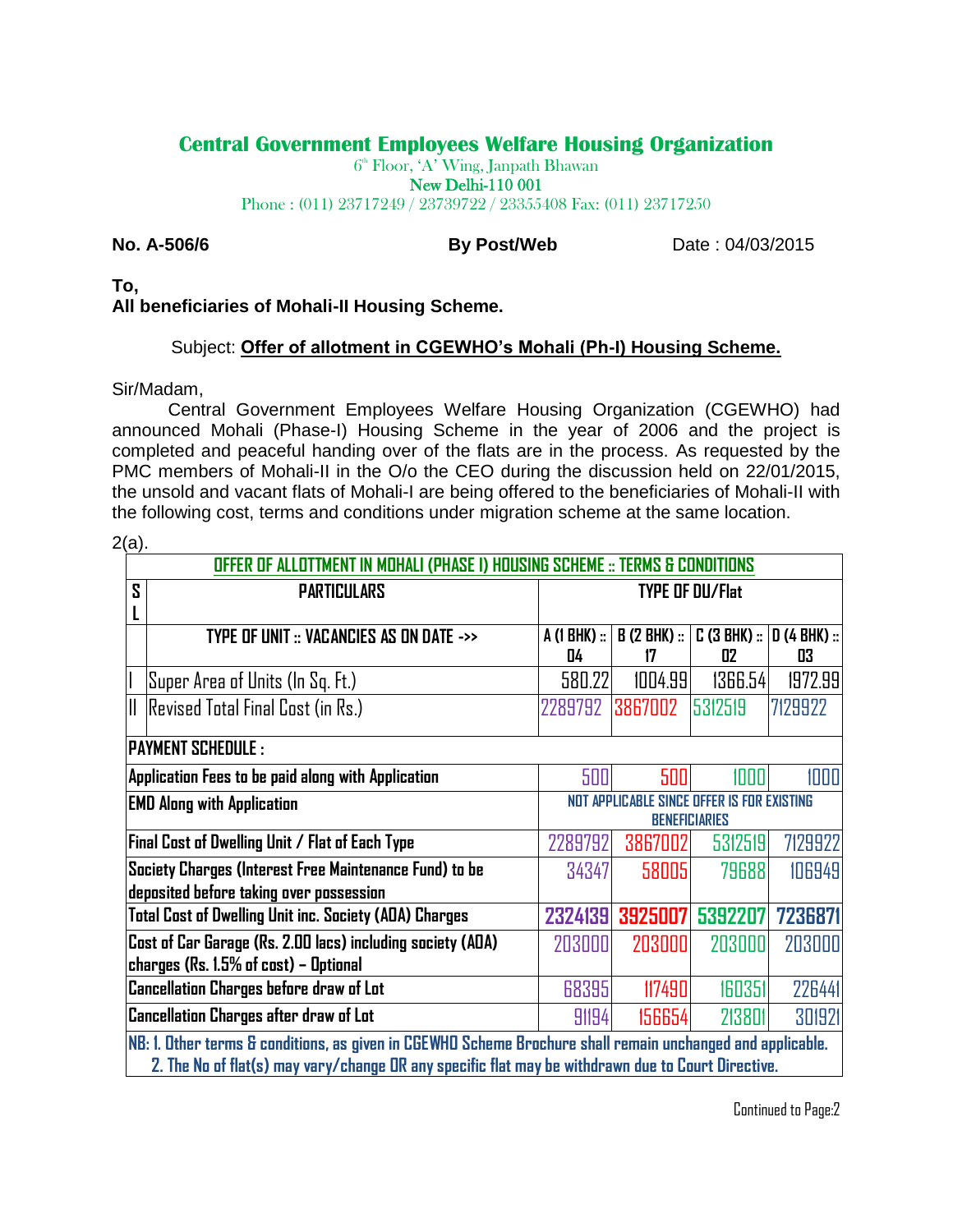# Central Government Employees Welfare Housing Organization

6th Floor, 'A' Wing, Janpath Bhawan
New Delhi-110 001
Phone : (011) 23717249 / 23739722 / 23355408 Fax: (011) 23717250

**No. A-506/6** **By Post/Web** Date : 04/03/2015

**To,**
**All beneficiaries of Mohali-II Housing Scheme.**

Subject: **Offer of allotment in CGEWHO's Mohali (Ph-I) Housing Scheme.**

Sir/Madam,

Central Government Employees Welfare Housing Organization (CGEWHO) had announced Mohali (Phase-I) Housing Scheme in the year of 2006 and the project is completed and peaceful handing over of the flats are in the process. As requested by the PMC members of Mohali-II in the O/o the CEO during the discussion held on 22/01/2015, the unsold and vacant flats of Mohali-I are being offered to the beneficiaries of Mohali-II with the following cost, terms and conditions under migration scheme at the same location.

2(a).

| OFFER OF ALLOTTMENT IN MOHALI (PHASE I) HOUSING SCHEME :: TERMS & CONDITIONS | | | | | |
|---|---|---|---|---|---|
| **SL** | **PARTICULARS** | **TYPE OF DU/Flat** | | | |
| | **TYPE OF UNIT :: VACANCIES AS ON DATE ->>** | **A (1 BHK) :: 04** | **B (2 BHK) :: 17** | **C (3 BHK) :: 02** | **D (4 BHK) :: 03** |
| I | Super Area of Units (In Sq. Ft.) | 580.22 | 1004.99 | 1366.54 | 1972.99 |
| II | Revised Total Final Cost (in Rs.) | 2289792 | 3867002 | 5312519 | 7129922 |
| **PAYMENT SCHEDULE :** | | | | | |
| **Application Fees to be paid along with Application** | | 500 | 500 | 1000 | 1000 |
| **EMD Along with Application** | | NOT APPLICABLE SINCE OFFER IS FOR EXISTING BENEFICIARIES | | | |
| **Final Cost of Dwelling Unit / Flat of Each Type** | | 2289792 | 3867002 | 5312519 | 7129922 |
| **Society Charges (Interest Free Maintenance Fund) to be deposited before taking over possession** | | 34347 | 58005 | 79688 | 106949 |
| **Total Cost of Dwelling Unit inc. Society (AOA) Charges** | | **2324139** | **3925007** | **5392207** | **7236871** |
| **Cost of Car Garage (Rs. 2.00 lacs) including society (AOA) charges (Rs. 1.5% of cost) – Optional** | | 203000 | 203000 | 203000 | 203000 |
| **Cancellation Charges before draw of Lot** | | 68395 | 117490 | 160351 | 226441 |
| **Cancellation Charges after draw of Lot** | | 91194 | 156654 | 213801 | 301921 |
| **NB: 1. Other terms & conditions, as given in CGEWHO Scheme Brochure shall remain unchanged and applicable. 2. The No of flat(s) may vary/change OR any specific flat may be withdrawn due to Court Directive.** | | | | | |

Continued to Page:2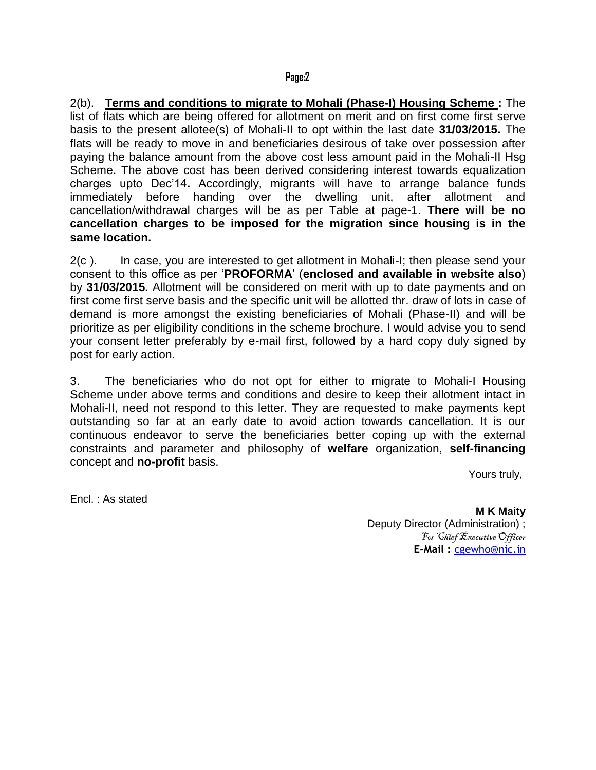2(b). **<u>Terms and conditions to migrate to Mohali (Phase-I) Housing Scheme</u> :** The list of flats which are being offered for allotment on merit and on first come first serve basis to the present allotee(s) of Mohali-II to opt within the last date **31/03/2015.** The flats will be ready to move in and beneficiaries desirous of take over possession after paying the balance amount from the above cost less amount paid in the Mohali-II Hsg Scheme. The above cost has been derived considering interest towards equalization charges upto Dec'14**.** Accordingly, migrants will have to arrange balance funds immediately before handing over the dwelling unit, after allotment and cancellation/withdrawal charges will be as per Table at page-1. **There will be no cancellation charges to be imposed for the migration since housing is in the same location.**

2(c ). In case, you are interested to get allotment in Mohali-I; then please send your consent to this office as per '**PROFORMA**' (**enclosed and available in website also**) by **31/03/2015.** Allotment will be considered on merit with up to date payments and on first come first serve basis and the specific unit will be allotted thr. draw of lots in case of demand is more amongst the existing beneficiaries of Mohali (Phase-II) and will be prioritize as per eligibility conditions in the scheme brochure. I would advise you to send your consent letter preferably by e-mail first, followed by a hard copy duly signed by post for early action.

3. The beneficiaries who do not opt for either to migrate to Mohali-I Housing Scheme under above terms and conditions and desire to keep their allotment intact in Mohali-II, need not respond to this letter. They are requested to make payments kept outstanding so far at an early date to avoid action towards cancellation. It is our continuous endeavor to serve the beneficiaries better coping up with the external constraints and parameter and philosophy of **welfare** organization, **self-financing** concept and **no-profit** basis.

Yours truly,

Encl. : As stated

**M K Maity**
Deputy Director (Administration) ;
*For Chief Executive Officer*
**E-Mail :** cgewho@nic.in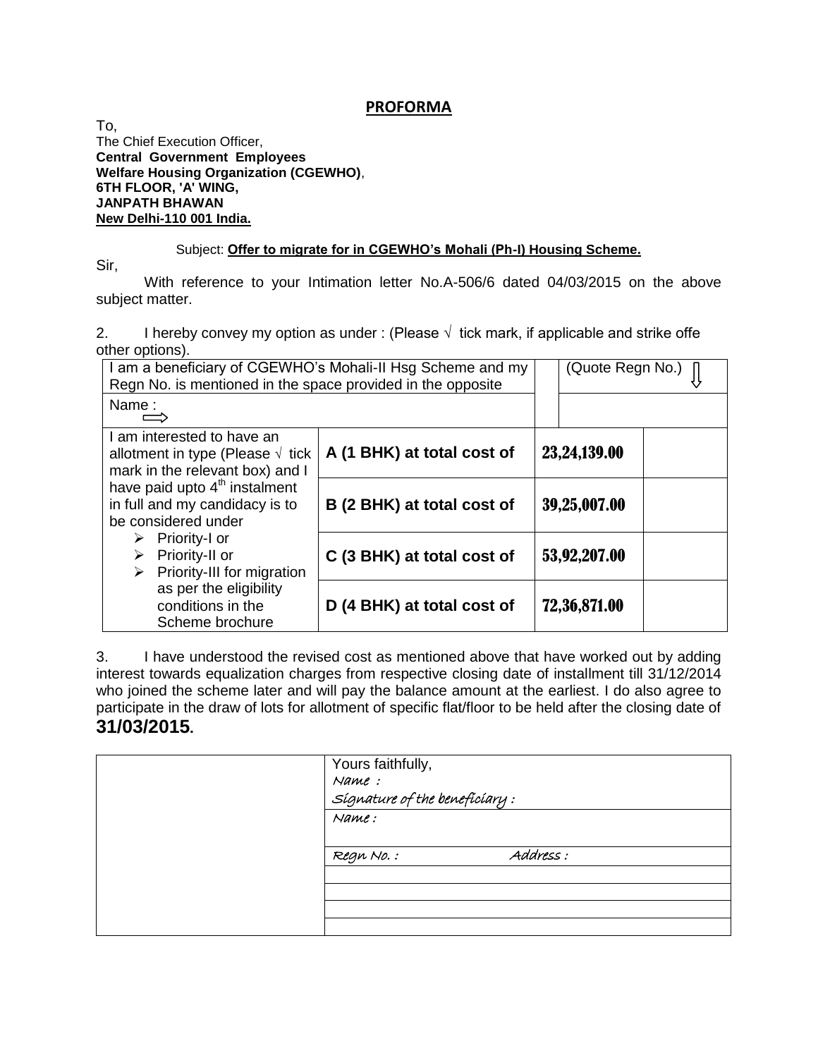## PROFORMA

To,
The Chief Execution Officer,
**Central Government Employees**
**Welfare Housing Organization (CGEWHO)**,
**6TH FLOOR, 'A' WING,**
**JANPATH BHAWAN**
**New Delhi-110 001 India.**

Subject: **Offer to migrate for in CGEWHO's Mohali (Ph-I) Housing Scheme.**

Sir,

With reference to your Intimation letter No.A-506/6 dated 04/03/2015 on the above subject matter.

2. I hereby convey my option as under : (Please √ tick mark, if applicable and strike offe other options).

| | | | | |
|---|---|---|---|---|
| I am a beneficiary of CGEWHO's Mohali-II Hsg Scheme and my Regn No. is mentioned in the space provided in the opposite | | | (Quote Regn No.) ⇓ | |
| Name : ⇒ | | | | |
| I am interested to have an allotment in type (Please √ tick mark in the relevant box) and I have paid upto 4th instalment in full and my candidacy is to be considered under <br> ➢ Priority-I or <br> ➢ Priority-II or <br> ➢ Priority-III for migration as per the eligibility conditions in the Scheme brochure | **A (1 BHK) at total cost of** | **23,24,139.00** | | |
| | **B (2 BHK) at total cost of** | **39,25,007.00** | | |
| | **C (3 BHK) at total cost of** | **53,92,207.00** | | |
| | **D (4 BHK) at total cost of** | **72,36,871.00** | | |

3. I have understood the revised cost as mentioned above that have worked out by adding interest towards equalization charges from respective closing date of installment till 31/12/2014 who joined the scheme later and will pay the balance amount at the earliest. I do also agree to participate in the draw of lots for allotment of specific flat/floor to be held after the closing date of **31/03/2015.**

| | |
|---|---|
| | Yours faithfully,<br>*Name :*<br>*Signature of the beneficiary :* |
| | *Name :* |
| | *Regn No. :* *Address :* |
| | |
| | |
| | |
| | |